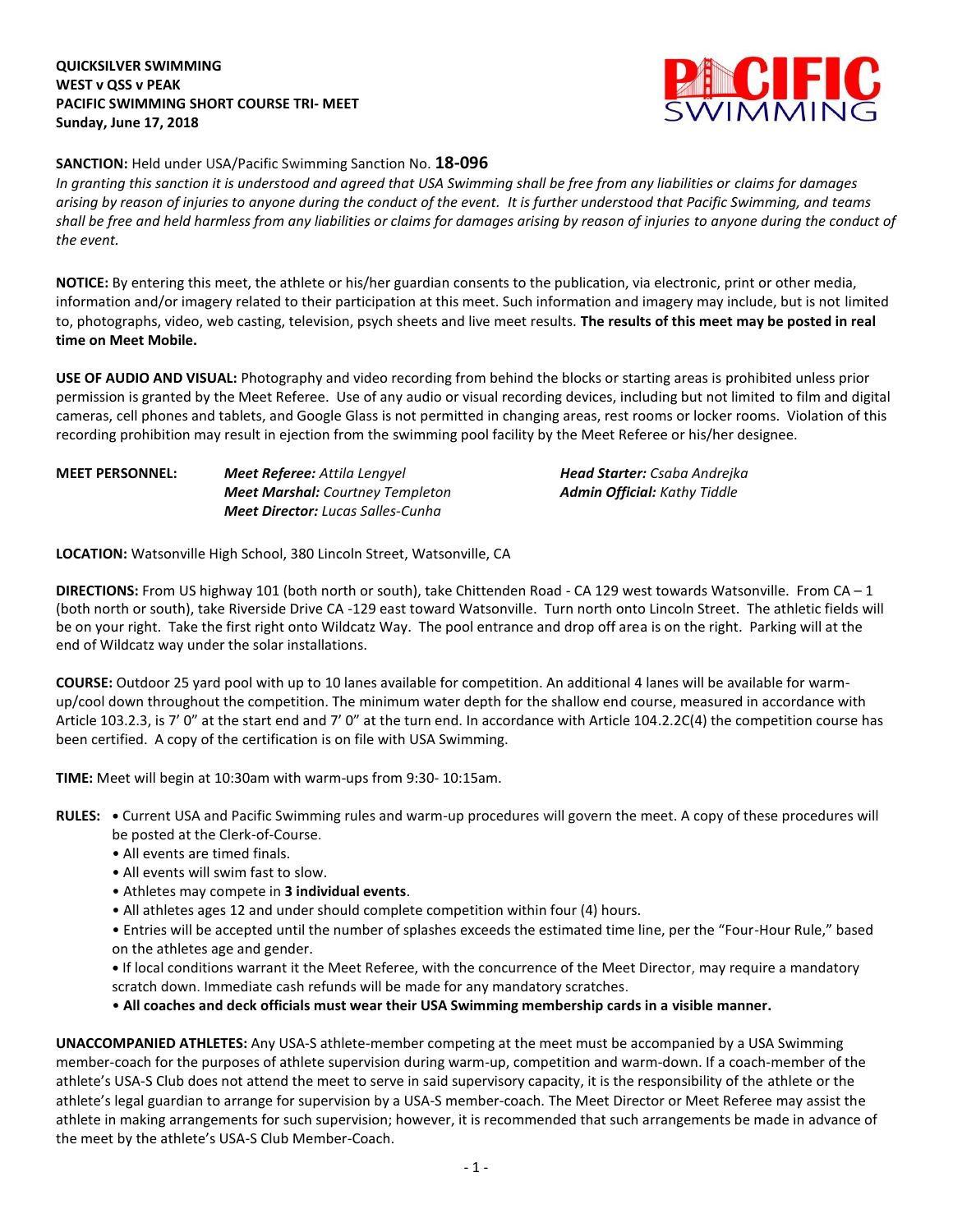**QUICKSILVER SWIMMING**
**WEST v QSS v PEAK**
**PACIFIC SWIMMING SHORT COURSE TRI- MEET**
**Sunday, June 17, 2018**

**SANCTION:** Held under USA/Pacific Swimming Sanction No. **18-096**

*In granting this sanction it is understood and agreed that USA Swimming shall be free from any liabilities or claims for damages arising by reason of injuries to anyone during the conduct of the event. It is further understood that Pacific Swimming, and teams shall be free and held harmless from any liabilities or claims for damages arising by reason of injuries to anyone during the conduct of the event.*

**NOTICE:** By entering this meet, the athlete or his/her guardian consents to the publication, via electronic, print or other media, information and/or imagery related to their participation at this meet. Such information and imagery may include, but is not limited to, photographs, video, web casting, television, psych sheets and live meet results. **The results of this meet may be posted in real time on Meet Mobile.**

**USE OF AUDIO AND VISUAL:** Photography and video recording from behind the blocks or starting areas is prohibited unless prior permission is granted by the Meet Referee. Use of any audio or visual recording devices, including but not limited to film and digital cameras, cell phones and tablets, and Google Glass is not permitted in changing areas, rest rooms or locker rooms. Violation of this recording prohibition may result in ejection from the swimming pool facility by the Meet Referee or his/her designee.

**MEET PERSONNEL:**
***Meet Referee:*** *Attila Lengyel*
***Meet Marshal:*** *Courtney Templeton*
***Meet Director:*** *Lucas Salles-Cunha*
***Head Starter:*** *Csaba Andrejka*
***Admin Official:*** *Kathy Tiddle*

**LOCATION:** Watsonville High School, 380 Lincoln Street, Watsonville, CA

**DIRECTIONS:** From US highway 101 (both north or south), take Chittenden Road - CA 129 west towards Watsonville. From CA – 1 (both north or south), take Riverside Drive CA -129 east toward Watsonville. Turn north onto Lincoln Street. The athletic fields will be on your right. Take the first right onto Wildcatz Way. The pool entrance and drop off area is on the right. Parking will at the end of Wildcatz way under the solar installations.

**COURSE:** Outdoor 25 yard pool with up to 10 lanes available for competition. An additional 4 lanes will be available for warm-up/cool down throughout the competition. The minimum water depth for the shallow end course, measured in accordance with Article 103.2.3, is 7' 0" at the start end and 7' 0" at the turn end. In accordance with Article 104.2.2C(4) the competition course has been certified. A copy of the certification is on file with USA Swimming.

**TIME:** Meet will begin at 10:30am with warm-ups from 9:30- 10:15am.

**RULES:**
- Current USA and Pacific Swimming rules and warm-up procedures will govern the meet. A copy of these procedures will be posted at the Clerk-of-Course.
- All events are timed finals.
- All events will swim fast to slow.
- Athletes may compete in **3 individual events**.
- All athletes ages 12 and under should complete competition within four (4) hours.
- Entries will be accepted until the number of splashes exceeds the estimated time line, per the "Four-Hour Rule," based on the athletes age and gender.
- If local conditions warrant it the Meet Referee, with the concurrence of the Meet Director, may require a mandatory scratch down. Immediate cash refunds will be made for any mandatory scratches.
- **All coaches and deck officials must wear their USA Swimming membership cards in a visible manner.**

**UNACCOMPANIED ATHLETES:** Any USA-S athlete-member competing at the meet must be accompanied by a USA Swimming member-coach for the purposes of athlete supervision during warm-up, competition and warm-down. If a coach-member of the athlete's USA-S Club does not attend the meet to serve in said supervisory capacity, it is the responsibility of the athlete or the athlete's legal guardian to arrange for supervision by a USA-S member-coach. The Meet Director or Meet Referee may assist the athlete in making arrangements for such supervision; however, it is recommended that such arrangements be made in advance of the meet by the athlete's USA-S Club Member-Coach.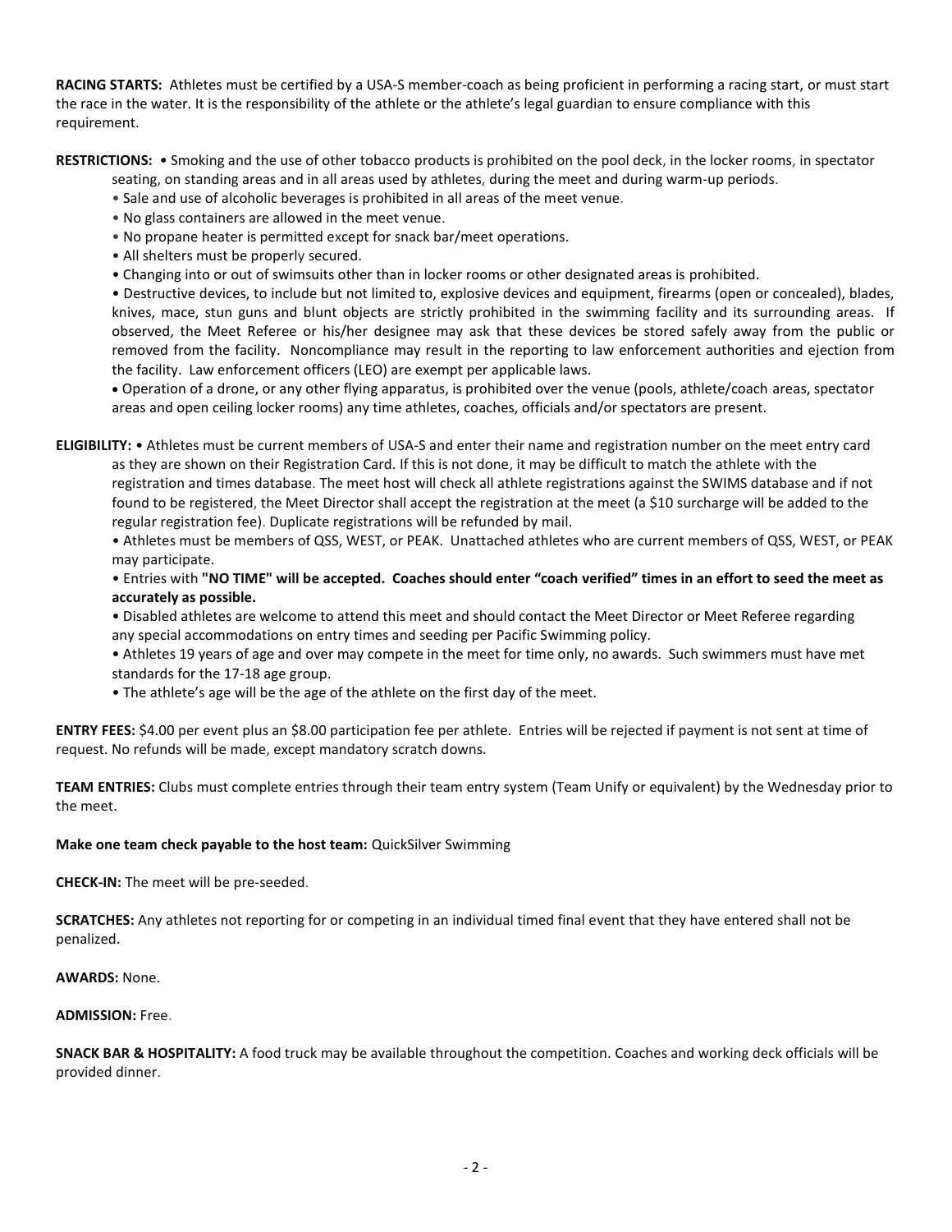**RACING STARTS:** Athletes must be certified by a USA-S member-coach as being proficient in performing a racing start, or must start the race in the water. It is the responsibility of the athlete or the athlete's legal guardian to ensure compliance with this requirement.

**RESTRICTIONS:** • Smoking and the use of other tobacco products is prohibited on the pool deck, in the locker rooms, in spectator seating, on standing areas and in all areas used by athletes, during the meet and during warm-up periods.

• Sale and use of alcoholic beverages is prohibited in all areas of the meet venue.

• No glass containers are allowed in the meet venue.

• No propane heater is permitted except for snack bar/meet operations.

• All shelters must be properly secured.

• Changing into or out of swimsuits other than in locker rooms or other designated areas is prohibited.

• Destructive devices, to include but not limited to, explosive devices and equipment, firearms (open or concealed), blades, knives, mace, stun guns and blunt objects are strictly prohibited in the swimming facility and its surrounding areas. If observed, the Meet Referee or his/her designee may ask that these devices be stored safely away from the public or removed from the facility. Noncompliance may result in the reporting to law enforcement authorities and ejection from the facility. Law enforcement officers (LEO) are exempt per applicable laws.

• Operation of a drone, or any other flying apparatus, is prohibited over the venue (pools, athlete/coach areas, spectator areas and open ceiling locker rooms) any time athletes, coaches, officials and/or spectators are present.

**ELIGIBILITY:** • Athletes must be current members of USA-S and enter their name and registration number on the meet entry card as they are shown on their Registration Card. If this is not done, it may be difficult to match the athlete with the registration and times database. The meet host will check all athlete registrations against the SWIMS database and if not found to be registered, the Meet Director shall accept the registration at the meet (a $10 surcharge will be added to the regular registration fee). Duplicate registrations will be refunded by mail.

• Athletes must be members of QSS, WEST, or PEAK. Unattached athletes who are current members of QSS, WEST, or PEAK may participate.

• Entries with **"NO TIME" will be accepted. Coaches should enter "coach verified" times in an effort to seed the meet as accurately as possible.**

• Disabled athletes are welcome to attend this meet and should contact the Meet Director or Meet Referee regarding any special accommodations on entry times and seeding per Pacific Swimming policy.

• Athletes 19 years of age and over may compete in the meet for time only, no awards. Such swimmers must have met standards for the 17-18 age group.

• The athlete's age will be the age of the athlete on the first day of the meet.

**ENTRY FEES:** $4.00 per event plus an $8.00 participation fee per athlete. Entries will be rejected if payment is not sent at time of request. No refunds will be made, except mandatory scratch downs.

**TEAM ENTRIES:** Clubs must complete entries through their team entry system (Team Unify or equivalent) by the Wednesday prior to the meet.

**Make one team check payable to the host team:** QuickSilver Swimming

**CHECK-IN:** The meet will be pre-seeded.

**SCRATCHES:** Any athletes not reporting for or competing in an individual timed final event that they have entered shall not be penalized.

**AWARDS:** None.

**ADMISSION:** Free.

**SNACK BAR & HOSPITALITY:** A food truck may be available throughout the competition. Coaches and working deck officials will be provided dinner.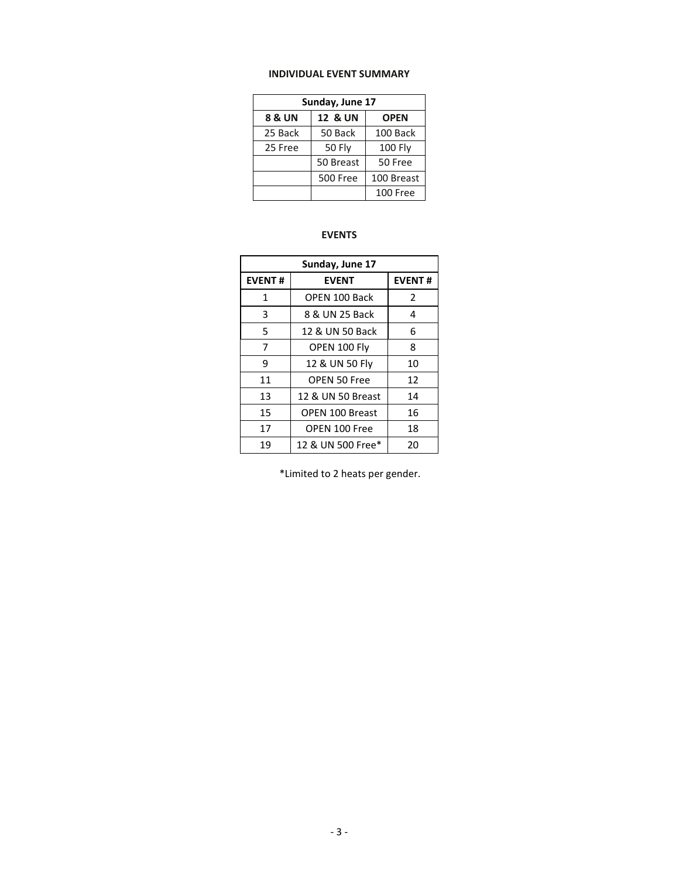### INDIVIDUAL EVENT SUMMARY

| Sunday, June 17 | | |
|---|---|---|
| **8 & UN** | **12 & UN** | **OPEN** |
| 25 Back | 50 Back | 100 Back |
| 25 Free | 50 Fly | 100 Fly |
| | 50 Breast | 50 Free |
| | 500 Free | 100 Breast |
| | | 100 Free |

### EVENTS

| Sunday, June 17 | | |
|---|---|---|
| **EVENT #** | **EVENT** | **EVENT #** |
| 1 | OPEN 100 Back | 2 |
| 3 | 8 & UN 25 Back | 4 |
| 5 | 12 & UN 50 Back | 6 |
| 7 | OPEN 100 Fly | 8 |
| 9 | 12 & UN 50 Fly | 10 |
| 11 | OPEN 50 Free | 12 |
| 13 | 12 & UN 50 Breast | 14 |
| 15 | OPEN 100 Breast | 16 |
| 17 | OPEN 100 Free | 18 |
| 19 | 12 & UN 500 Free* | 20 |

*Limited to 2 heats per gender.